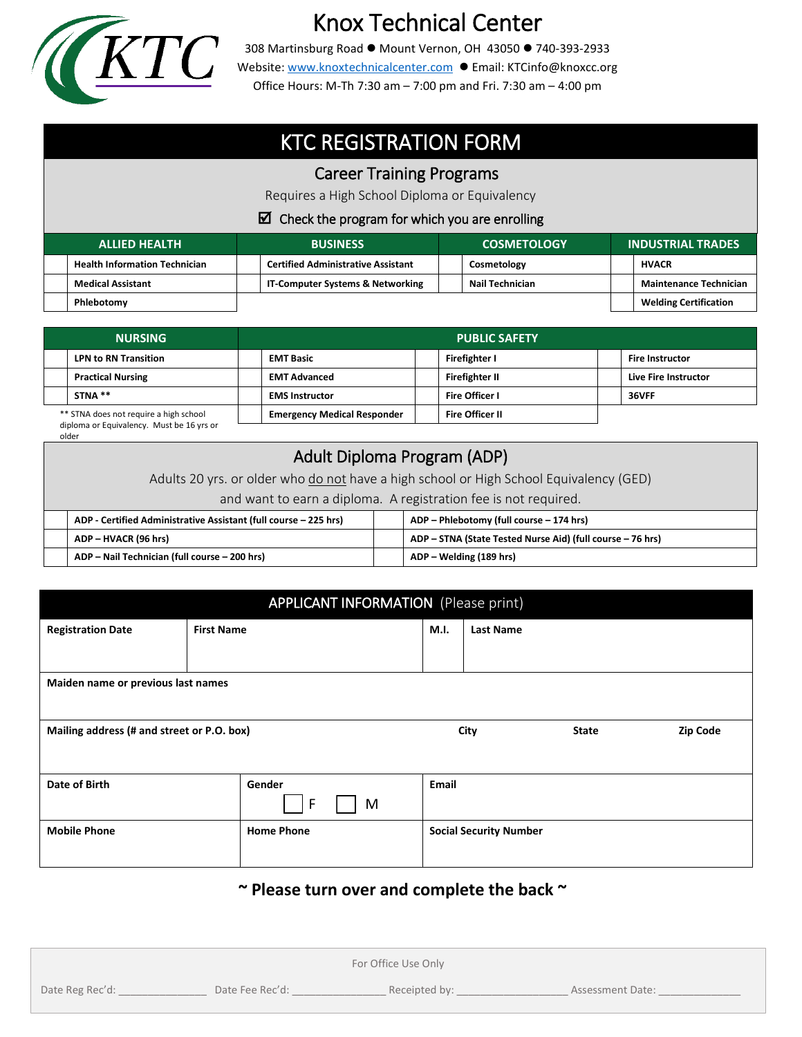# Knox Technical Center

308 Martinsburg Road ● Mount Vernon, OH 43050 ● 740-393-2933
Website: www.knoxtechnicalcenter.com ● Email: KTCinfo@knoxcc.org
Office Hours: M-Th 7:30 am – 7:00 pm and Fri. 7:30 am – 4:00 pm

## KTC REGISTRATION FORM

### Career Training Programs

Requires a High School Diploma or Equivalency

☑ Check the program for which you are enrolling

| | ALLIED HEALTH | | BUSINESS | | COSMETOLOGY | | INDUSTRIAL TRADES |
|---|---|---|---|---|---|---|---|
| | Health Information Technician | | Certified Administrative Assistant | | Cosmetology | | HVACR |
| | Medical Assistant | | IT-Computer Systems & Networking | | Nail Technician | | Maintenance Technician |
| | Phlebotomy | | | | | | Welding Certification |

| | NURSING | | PUBLIC SAFETY | | | | |
|---|---|---|---|---|---|---|---|
| | LPN to RN Transition | | EMT Basic | | Firefighter I | | Fire Instructor |
| | Practical Nursing | | EMT Advanced | | Firefighter II | | Live Fire Instructor |
| | STNA ** | | EMS Instructor | | Fire Officer I | | 36VFF |
| | | | Emergency Medical Responder | | Fire Officer II | | |

** STNA does not require a high school diploma or Equivalency. Must be 16 yrs or older

### Adult Diploma Program (ADP)

Adults 20 yrs. or older who do not have a high school or High School Equivalency (GED) and want to earn a diploma. A registration fee is not required.

| | | | |
|---|---|---|---|
| | ADP - Certified Administrative Assistant (full course – 225 hrs) | | ADP – Phlebotomy (full course – 174 hrs) |
| | ADP – HVACR (96 hrs) | | ADP – STNA (State Tested Nurse Aid) (full course – 76 hrs) |
| | ADP – Nail Technician (full course – 200 hrs) | | ADP – Welding (189 hrs) |

## APPLICANT INFORMATION (Please print)

| Registration Date | First Name | M.I. | Last Name |
|---|---|---|---|
| | | | |

| Maiden name or previous last names |
|---|
| |

| Mailing address (# and street or P.O. box) | City | State | Zip Code |
|---|---|---|---|
| | | | |

| Date of Birth | Gender ☐ F ☐ M | Email |
|---|---|---|
| Mobile Phone | Home Phone | Social Security Number |
| | | |

**~ Please turn over and complete the back ~**

For Office Use Only

Date Reg Rec'd: _______________ Date Fee Rec'd: ________________ Receipted by: ___________________ Assessment Date: ______________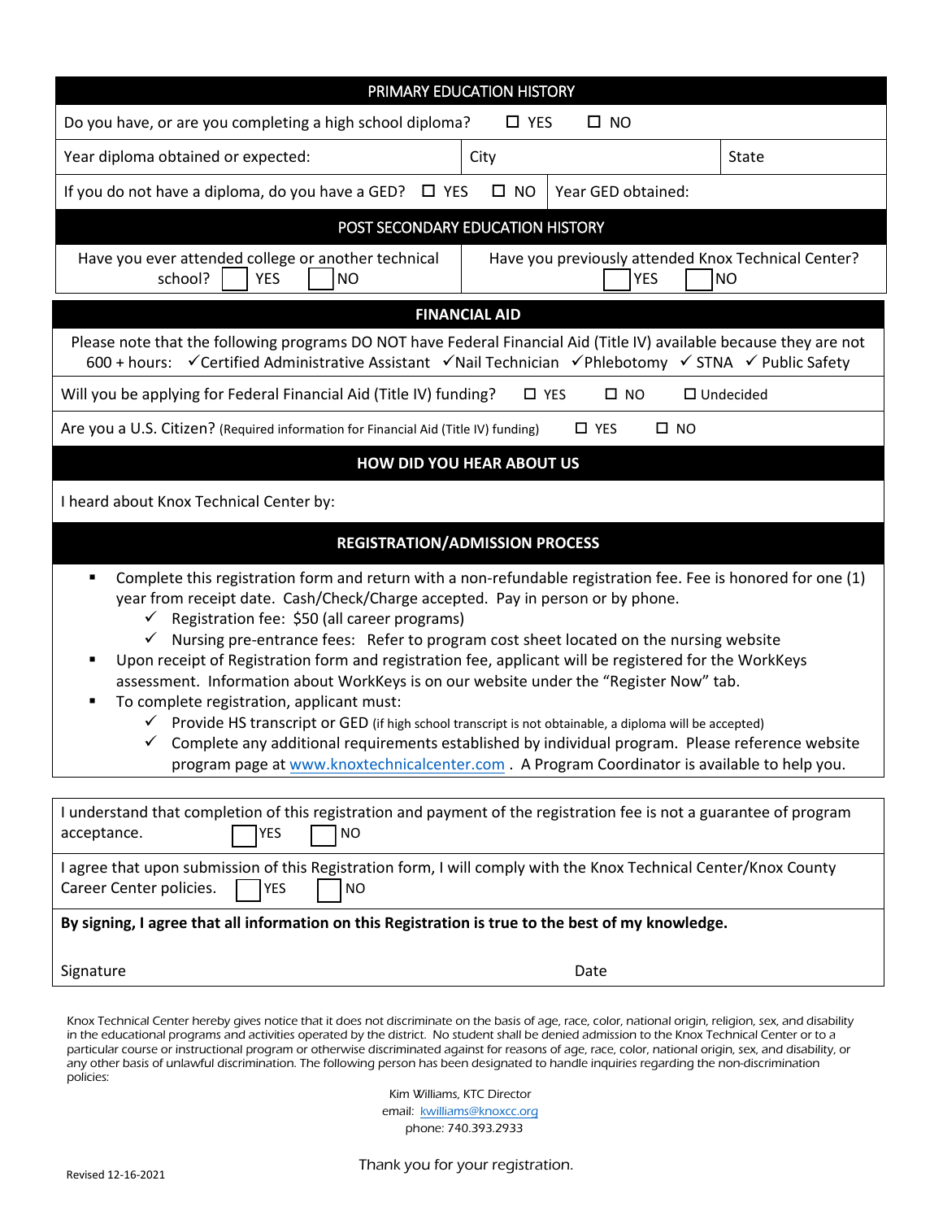## PRIMARY EDUCATION HISTORY

| | | |
|---|---|---|
| Do you have, or are you completing a high school diploma? ☐ YES ☐ NO | | |
| Year diploma obtained or expected: | City | State |
| If you do not have a diploma, do you have a GED? ☐ YES ☐ NO | Year GED obtained: | |

## POST SECONDARY EDUCATION HISTORY

| | |
|---|---|
| Have you ever attended college or another technical school? ☐ YES ☐ NO | Have you previously attended Knox Technical Center? ☐ YES ☐ NO |

## FINANCIAL AID

Please note that the following programs DO NOT have Federal Financial Aid (Title IV) available because they are not 600 + hours: ✓Certified Administrative Assistant ✓Nail Technician ✓Phlebotomy ✓ STNA ✓ Public Safety

Will you be applying for Federal Financial Aid (Title IV) funding? ☐ YES ☐ NO ☐ Undecided

Are you a U.S. Citizen? (Required information for Financial Aid (Title IV) funding) ☐ YES ☐ NO

## HOW DID YOU HEAR ABOUT US

I heard about Knox Technical Center by:

## REGISTRATION/ADMISSION PROCESS

- Complete this registration form and return with a non-refundable registration fee. Fee is honored for one (1) year from receipt date. Cash/Check/Charge accepted. Pay in person or by phone.
  - ✓ Registration fee: $50 (all career programs)
  - ✓ Nursing pre-entrance fees: Refer to program cost sheet located on the nursing website
- Upon receipt of Registration form and registration fee, applicant will be registered for the WorkKeys assessment. Information about WorkKeys is on our website under the "Register Now" tab.
- To complete registration, applicant must:
  - ✓ Provide HS transcript or GED (if high school transcript is not obtainable, a diploma will be accepted)
  - ✓ Complete any additional requirements established by individual program. Please reference website program page at www.knoxtechnicalcenter.com . A Program Coordinator is available to help you.

I understand that completion of this registration and payment of the registration fee is not a guarantee of program acceptance. ☐ YES ☐ NO

I agree that upon submission of this Registration form, I will comply with the Knox Technical Center/Knox County Career Center policies. ☐ YES ☐ NO

**By signing, I agree that all information on this Registration is true to the best of my knowledge.**

Signature Date

Knox Technical Center hereby gives notice that it does not discriminate on the basis of age, race, color, national origin, religion, sex, and disability in the educational programs and activities operated by the district. No student shall be denied admission to the Knox Technical Center or to a particular course or instructional program or otherwise discriminated against for reasons of age, race, color, national origin, sex, and disability, or any other basis of unlawful discrimination. The following person has been designated to handle inquiries regarding the non-discrimination policies:

Kim Williams, KTC Director
email: kwilliams@knoxcc.org
phone: 740.393.2933

Thank you for your registration.

Revised 12-16-2021